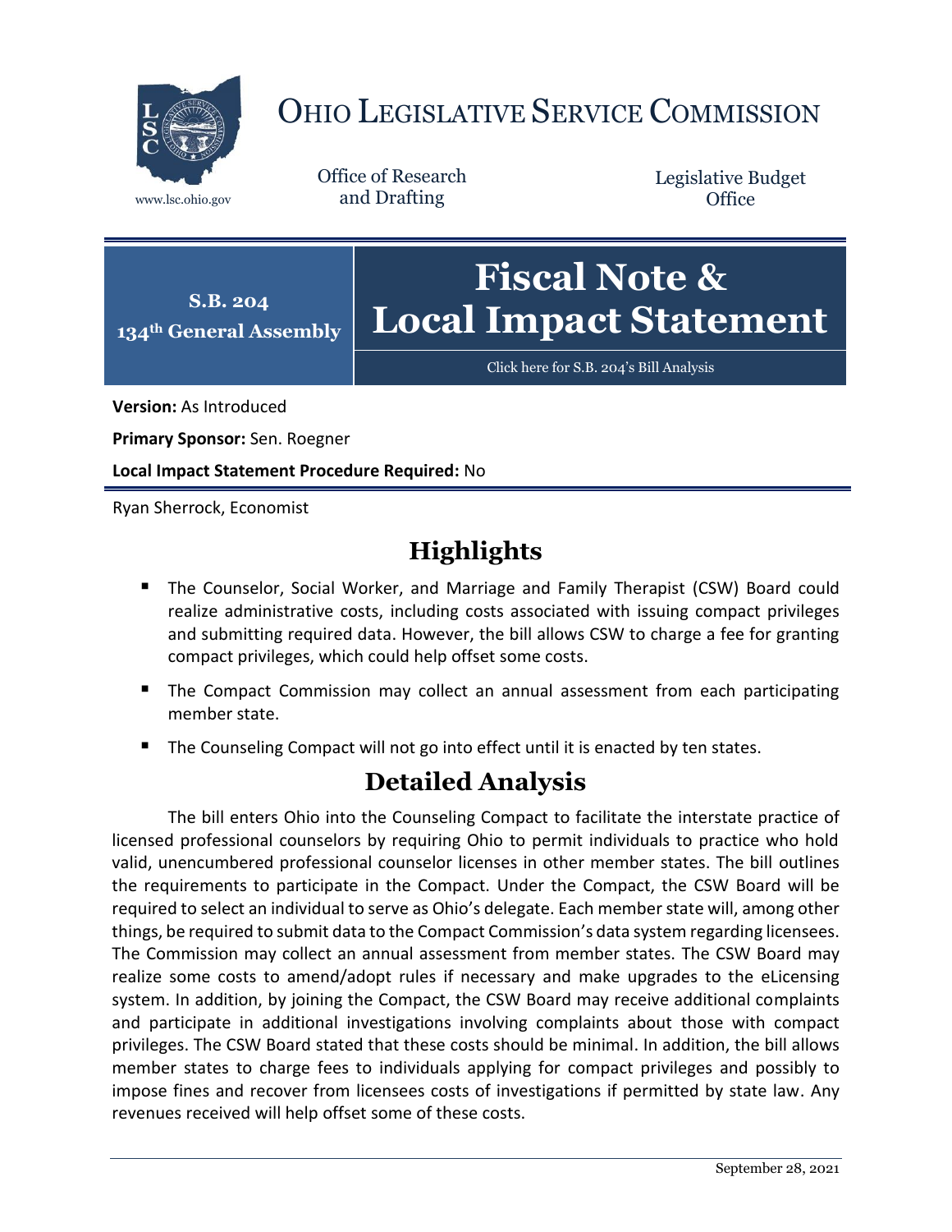# OHIO LEGISLATIVE SERVICE COMMISSION

www.lsc.ohio.gov

Office of Research and Drafting

Legislative Budget Office

**S.B. 204**
**134th General Assembly**

# Fiscal Note & Local Impact Statement

Click here for S.B. 204's Bill Analysis

**Version:** As Introduced

**Primary Sponsor:** Sen. Roegner

**Local Impact Statement Procedure Required:** No

Ryan Sherrock, Economist

## Highlights

- The Counselor, Social Worker, and Marriage and Family Therapist (CSW) Board could realize administrative costs, including costs associated with issuing compact privileges and submitting required data. However, the bill allows CSW to charge a fee for granting compact privileges, which could help offset some costs.
- The Compact Commission may collect an annual assessment from each participating member state.
- The Counseling Compact will not go into effect until it is enacted by ten states.

## Detailed Analysis

The bill enters Ohio into the Counseling Compact to facilitate the interstate practice of licensed professional counselors by requiring Ohio to permit individuals to practice who hold valid, unencumbered professional counselor licenses in other member states. The bill outlines the requirements to participate in the Compact. Under the Compact, the CSW Board will be required to select an individual to serve as Ohio's delegate. Each member state will, among other things, be required to submit data to the Compact Commission's data system regarding licensees. The Commission may collect an annual assessment from member states. The CSW Board may realize some costs to amend/adopt rules if necessary and make upgrades to the eLicensing system. In addition, by joining the Compact, the CSW Board may receive additional complaints and participate in additional investigations involving complaints about those with compact privileges. The CSW Board stated that these costs should be minimal. In addition, the bill allows member states to charge fees to individuals applying for compact privileges and possibly to impose fines and recover from licensees costs of investigations if permitted by state law. Any revenues received will help offset some of these costs.

September 28, 2021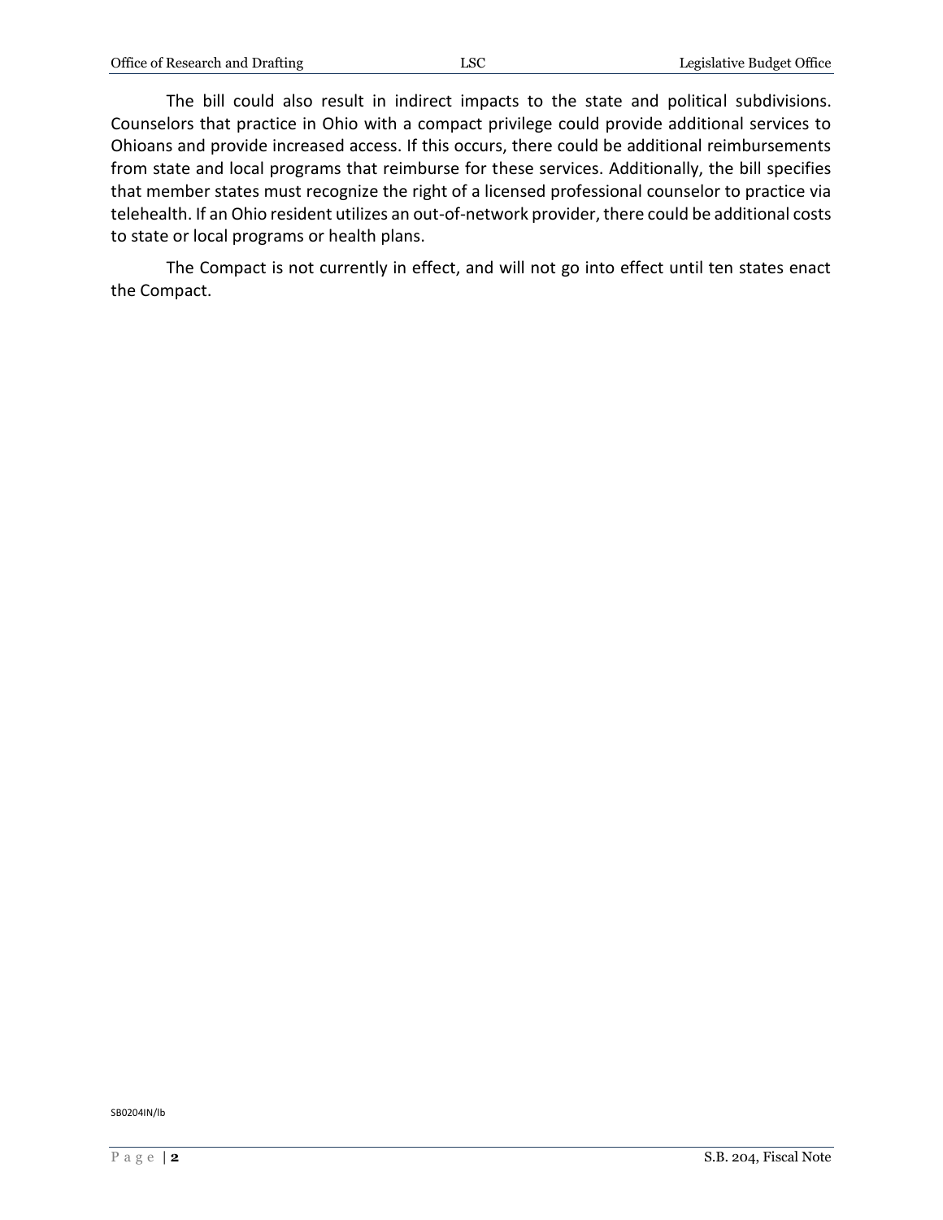The bill could also result in indirect impacts to the state and political subdivisions. Counselors that practice in Ohio with a compact privilege could provide additional services to Ohioans and provide increased access. If this occurs, there could be additional reimbursements from state and local programs that reimburse for these services. Additionally, the bill specifies that member states must recognize the right of a licensed professional counselor to practice via telehealth. If an Ohio resident utilizes an out-of-network provider, there could be additional costs to state or local programs or health plans.

The Compact is not currently in effect, and will not go into effect until ten states enact the Compact.

SB0204IN/lb